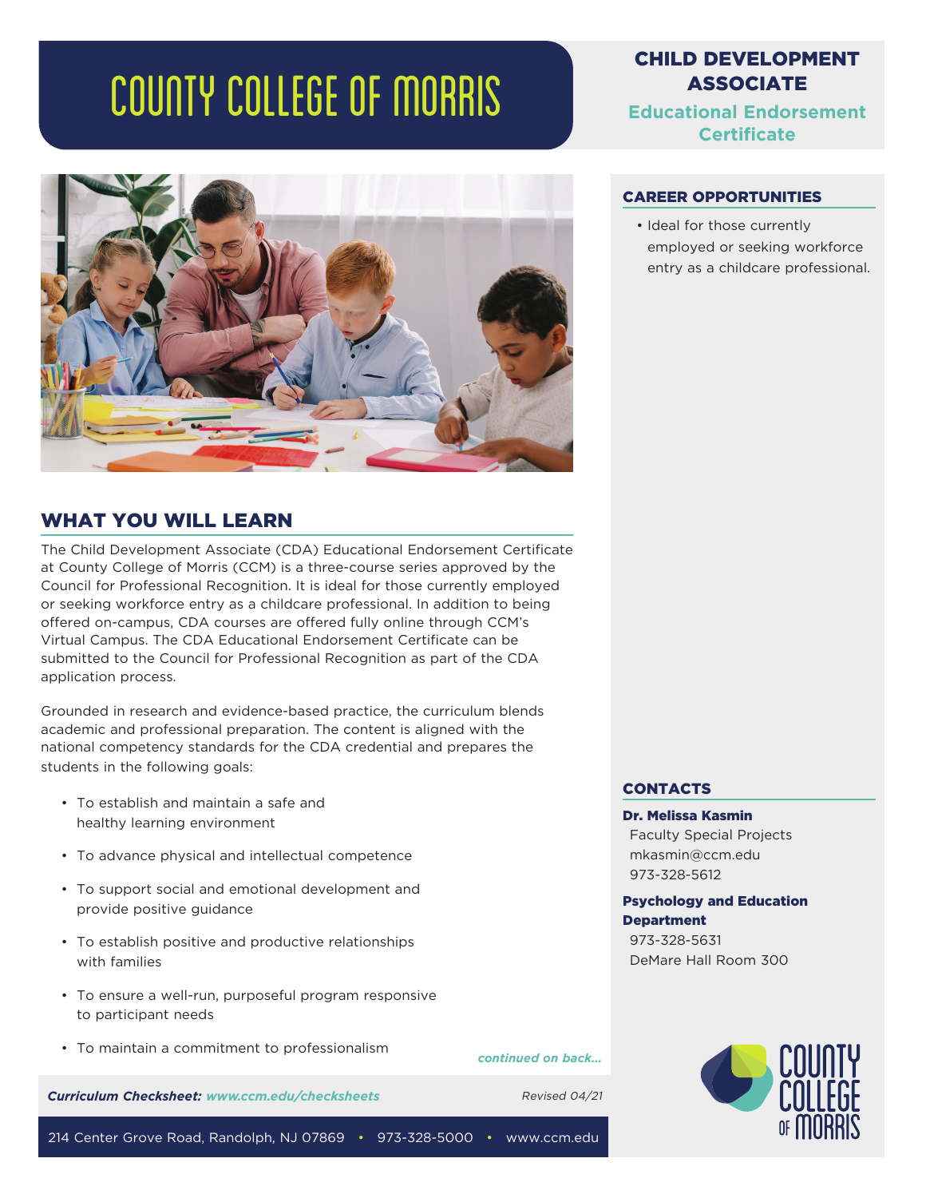# COUNTY COLLEGE OF MORRIS

## CHILD DEVELOPMENT ASSOCIATE

### Educational Endorsement Certificate

## WHAT YOU WILL LEARN

The Child Development Associate (CDA) Educational Endorsement Certificate at County College of Morris (CCM) is a three-course series approved by the Council for Professional Recognition. It is ideal for those currently employed or seeking workforce entry as a childcare professional. In addition to being offered on-campus, CDA courses are offered fully online through CCM's Virtual Campus. The CDA Educational Endorsement Certificate can be submitted to the Council for Professional Recognition as part of the CDA application process.

Grounded in research and evidence-based practice, the curriculum blends academic and professional preparation. The content is aligned with the national competency standards for the CDA credential and prepares the students in the following goals:

- To establish and maintain a safe and healthy learning environment
- To advance physical and intellectual competence
- To support social and emotional development and provide positive guidance
- To establish positive and productive relationships with families
- To ensure a well-run, purposeful program responsive to participant needs
- To maintain a commitment to professionalism

*continued on back...*

***Curriculum Checksheet:*** *www.ccm.edu/checksheets*

*Revised 04/21*

214 Center Grove Road, Randolph, NJ 07869 • 973-328-5000 • www.ccm.edu

## CAREER OPPORTUNITIES

- Ideal for those currently employed or seeking workforce entry as a childcare professional.

## CONTACTS

**Dr. Melissa Kasmin**
Faculty Special Projects
mkasmin@ccm.edu
973-328-5612

**Psychology and Education Department**
973-328-5631
DeMare Hall Room 300

COUNTY COLLEGE OF MORRIS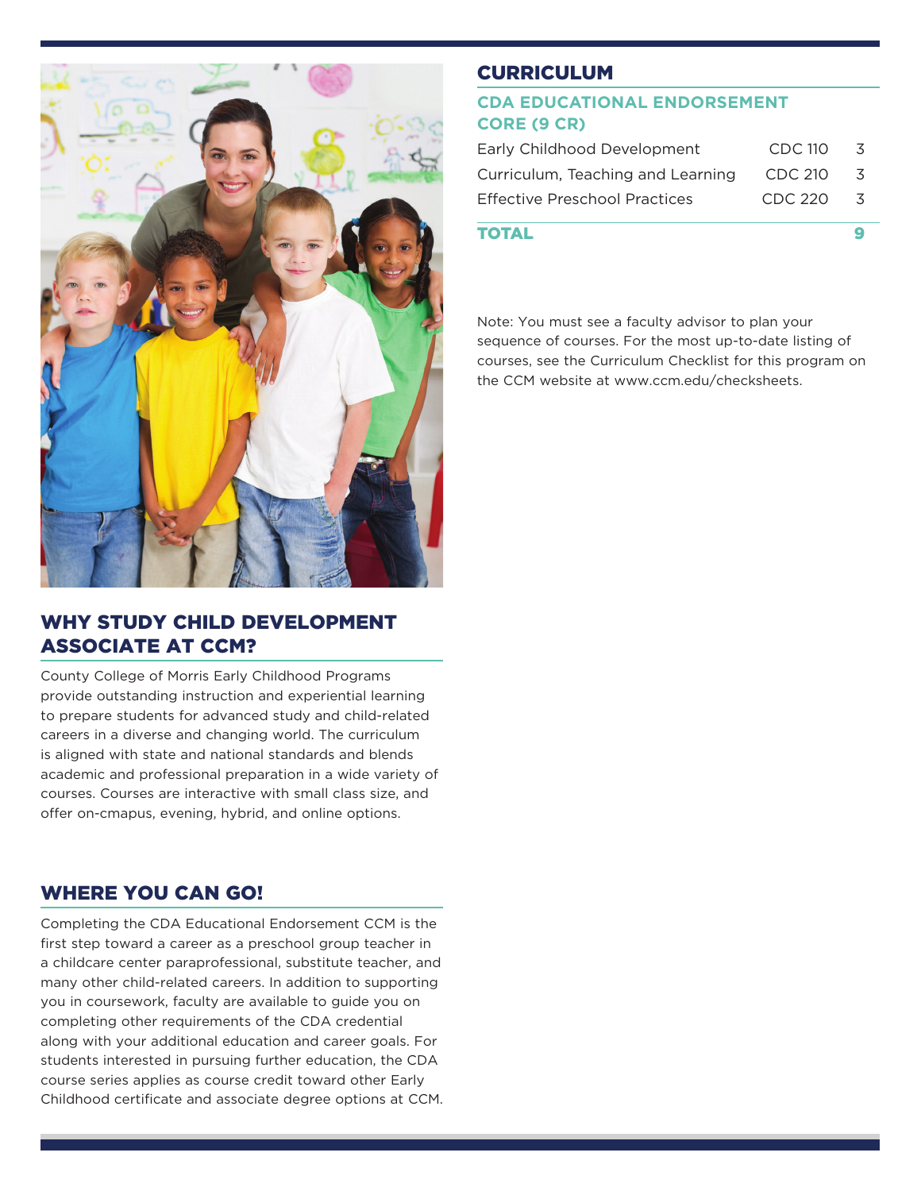## WHY STUDY CHILD DEVELOPMENT ASSOCIATE AT CCM?

County College of Morris Early Childhood Programs provide outstanding instruction and experiential learning to prepare students for advanced study and child-related careers in a diverse and changing world. The curriculum is aligned with state and national standards and blends academic and professional preparation in a wide variety of courses. Courses are interactive with small class size, and offer on-cmapus, evening, hybrid, and online options.

## WHERE YOU CAN GO!

Completing the CDA Educational Endorsement CCM is the first step toward a career as a preschool group teacher in a childcare center paraprofessional, substitute teacher, and many other child-related careers. In addition to supporting you in coursework, faculty are available to guide you on completing other requirements of the CDA credential along with your additional education and career goals. For students interested in pursuing further education, the CDA course series applies as course credit toward other Early Childhood certificate and associate degree options at CCM.

## CURRICULUM

### CDA EDUCATIONAL ENDORSEMENT CORE (9 CR)

| | | |
|---|---|---|
| Early Childhood Development | CDC 110 | 3 |
| Curriculum, Teaching and Learning | CDC 210 | 3 |
| Effective Preschool Practices | CDC 220 | 3 |
| **TOTAL** | | **9** |

Note: You must see a faculty advisor to plan your sequence of courses. For the most up-to-date listing of courses, see the Curriculum Checklist for this program on the CCM website at www.ccm.edu/checksheets.